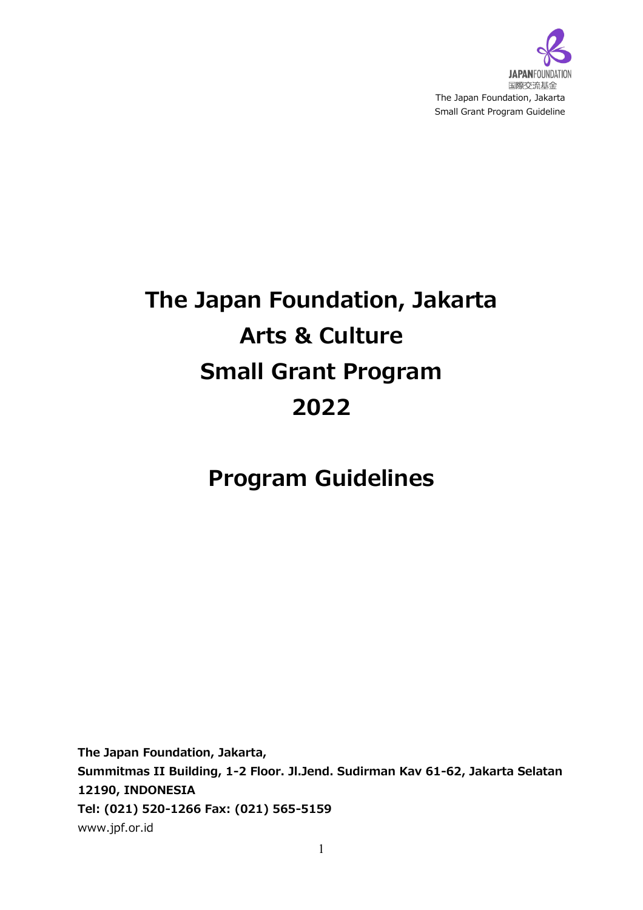# The Japan Foundation, Jakarta Arts & Culture Small Grant Program 2022

## Program Guidelines

**The Japan Foundation, Jakarta,**
**Summitmas II Building, 1-2 Floor. Jl.Jend. Sudirman Kav 61-62, Jakarta Selatan 12190, INDONESIA**
**Tel: (021) 520-1266 Fax: (021) 565-5159**
www.jpf.or.id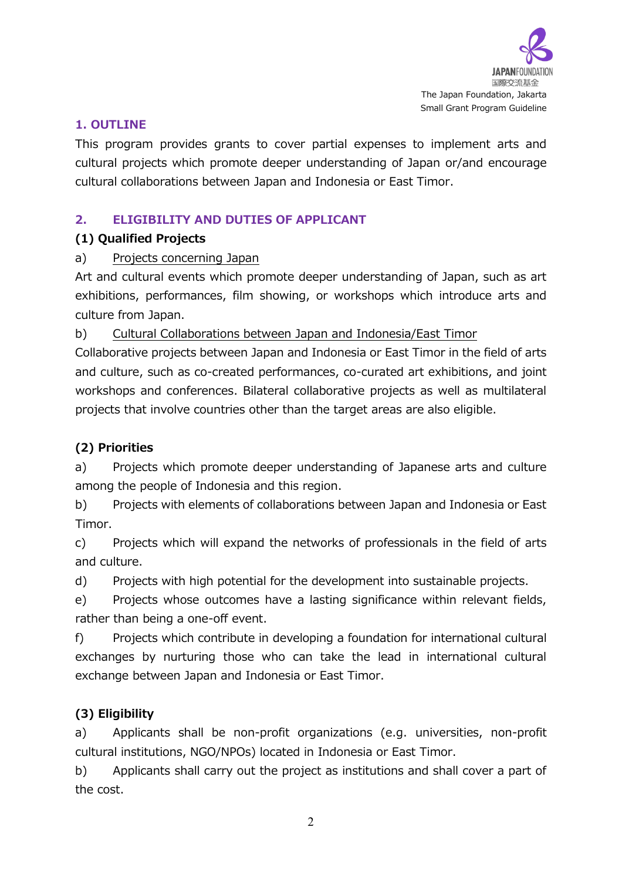## 1. OUTLINE

This program provides grants to cover partial expenses to implement arts and cultural projects which promote deeper understanding of Japan or/and encourage cultural collaborations between Japan and Indonesia or East Timor.

## 2. ELIGIBILITY AND DUTIES OF APPLICANT

### (1) Qualified Projects

a) Projects concerning Japan

Art and cultural events which promote deeper understanding of Japan, such as art exhibitions, performances, film showing, or workshops which introduce arts and culture from Japan.

b) Cultural Collaborations between Japan and Indonesia/East Timor

Collaborative projects between Japan and Indonesia or East Timor in the field of arts and culture, such as co-created performances, co-curated art exhibitions, and joint workshops and conferences. Bilateral collaborative projects as well as multilateral projects that involve countries other than the target areas are also eligible.

### (2) Priorities

a) Projects which promote deeper understanding of Japanese arts and culture among the people of Indonesia and this region.

b) Projects with elements of collaborations between Japan and Indonesia or East Timor.

c) Projects which will expand the networks of professionals in the field of arts and culture.

d) Projects with high potential for the development into sustainable projects.

e) Projects whose outcomes have a lasting significance within relevant fields, rather than being a one-off event.

f) Projects which contribute in developing a foundation for international cultural exchanges by nurturing those who can take the lead in international cultural exchange between Japan and Indonesia or East Timor.

### (3) Eligibility

a) Applicants shall be non-profit organizations (e.g. universities, non-profit cultural institutions, NGO/NPOs) located in Indonesia or East Timor.

b) Applicants shall carry out the project as institutions and shall cover a part of the cost.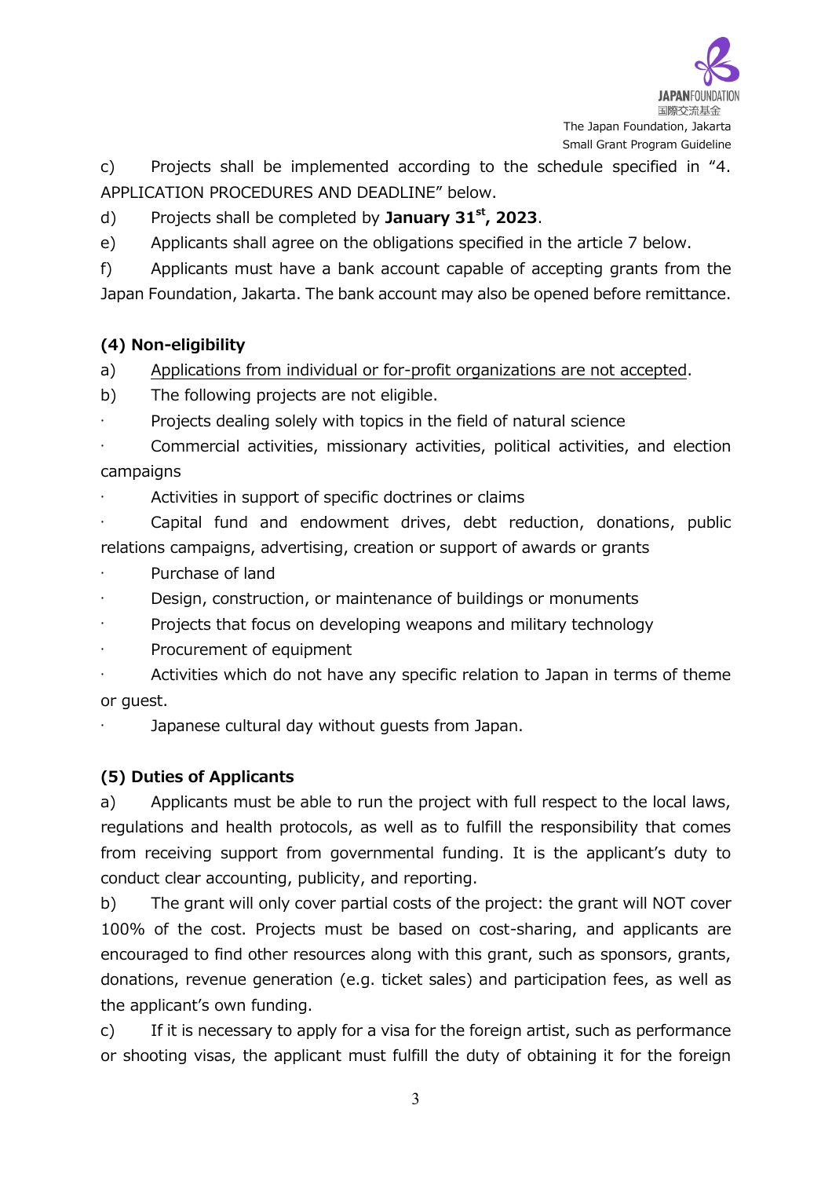c) Projects shall be implemented according to the schedule specified in "4. APPLICATION PROCEDURES AND DEADLINE" below.

d) Projects shall be completed by **January 31st, 2023**.

e) Applicants shall agree on the obligations specified in the article 7 below.

f) Applicants must have a bank account capable of accepting grants from the Japan Foundation, Jakarta. The bank account may also be opened before remittance.

**(4) Non-eligibility**

a) Applications from individual or for-profit organizations are not accepted.

b) The following projects are not eligible.

- Projects dealing solely with topics in the field of natural science
- Commercial activities, missionary activities, political activities, and election campaigns
- Activities in support of specific doctrines or claims
- Capital fund and endowment drives, debt reduction, donations, public relations campaigns, advertising, creation or support of awards or grants
- Purchase of land
- Design, construction, or maintenance of buildings or monuments
- Projects that focus on developing weapons and military technology
- Procurement of equipment
- Activities which do not have any specific relation to Japan in terms of theme or guest.
- Japanese cultural day without guests from Japan.

**(5) Duties of Applicants**

a) Applicants must be able to run the project with full respect to the local laws, regulations and health protocols, as well as to fulfill the responsibility that comes from receiving support from governmental funding. It is the applicant's duty to conduct clear accounting, publicity, and reporting.

b) The grant will only cover partial costs of the project: the grant will NOT cover 100% of the cost. Projects must be based on cost-sharing, and applicants are encouraged to find other resources along with this grant, such as sponsors, grants, donations, revenue generation (e.g. ticket sales) and participation fees, as well as the applicant's own funding.

c) If it is necessary to apply for a visa for the foreign artist, such as performance or shooting visas, the applicant must fulfill the duty of obtaining it for the foreign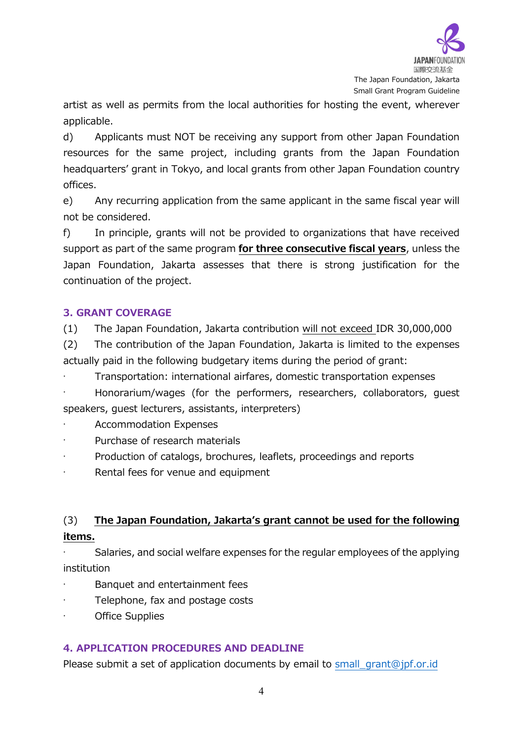artist as well as permits from the local authorities for hosting the event, wherever applicable.

d) Applicants must NOT be receiving any support from other Japan Foundation resources for the same project, including grants from the Japan Foundation headquarters' grant in Tokyo, and local grants from other Japan Foundation country offices.

e) Any recurring application from the same applicant in the same fiscal year will not be considered.

f) In principle, grants will not be provided to organizations that have received support as part of the same program **for three consecutive fiscal years**, unless the Japan Foundation, Jakarta assesses that there is strong justification for the continuation of the project.

## 3. GRANT COVERAGE

(1) The Japan Foundation, Jakarta contribution will not exceed IDR 30,000,000

(2) The contribution of the Japan Foundation, Jakarta is limited to the expenses actually paid in the following budgetary items during the period of grant:

- Transportation: international airfares, domestic transportation expenses
- Honorarium/wages (for the performers, researchers, collaborators, guest speakers, guest lecturers, assistants, interpreters)
- Accommodation Expenses
- Purchase of research materials
- Production of catalogs, brochures, leaflets, proceedings and reports
- Rental fees for venue and equipment

(3) **The Japan Foundation, Jakarta's grant cannot be used for the following items.**

- Salaries, and social welfare expenses for the regular employees of the applying institution
- Banquet and entertainment fees
- Telephone, fax and postage costs
- Office Supplies

## 4. APPLICATION PROCEDURES AND DEADLINE

Please submit a set of application documents by email to small_grant@jpf.or.id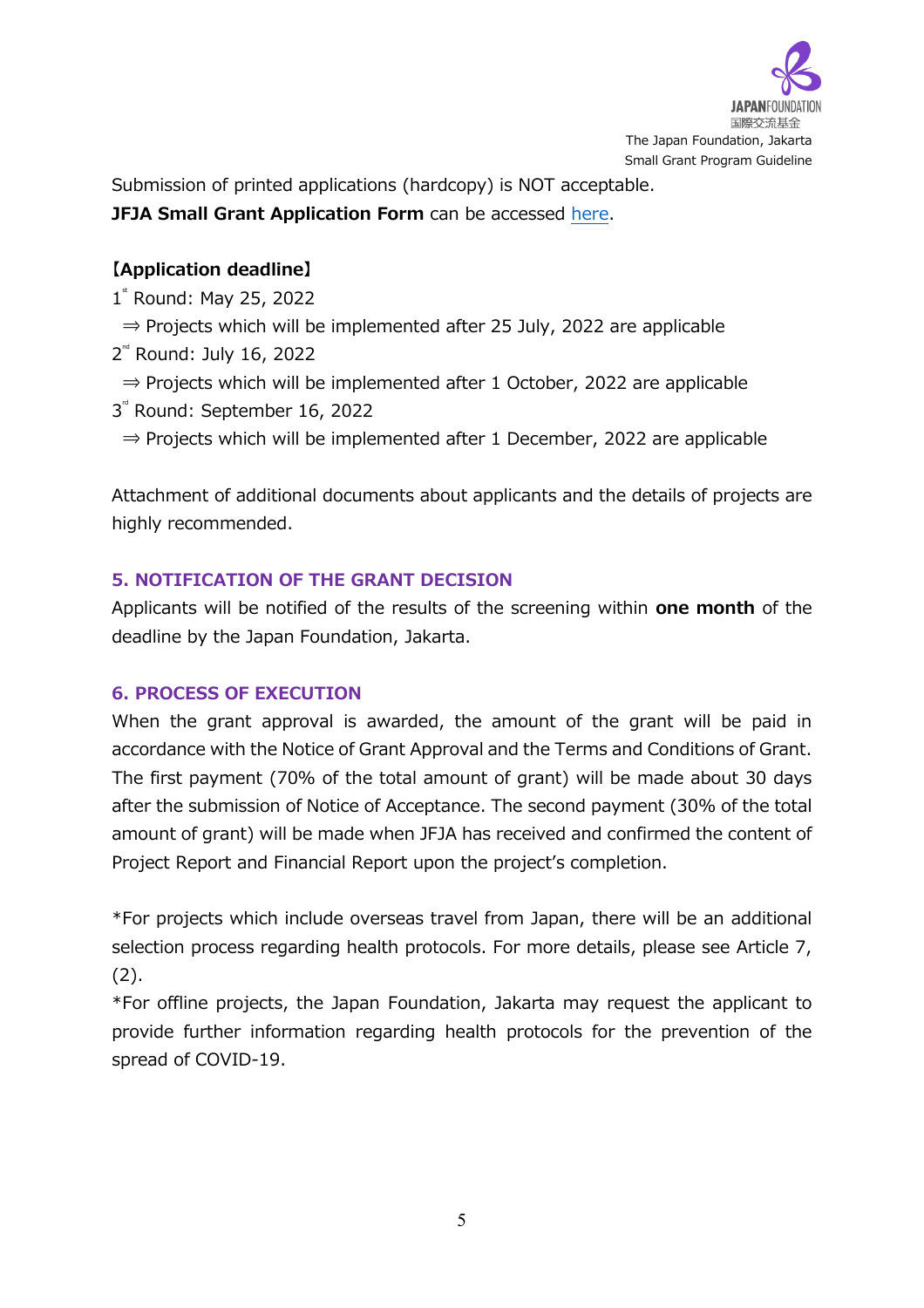Submission of printed applications (hardcopy) is NOT acceptable.
**JFJA Small Grant Application Form** can be accessed here.

**【Application deadline】**

1st Round: May 25, 2022
⇒ Projects which will be implemented after 25 July, 2022 are applicable

2nd Round: July 16, 2022
⇒ Projects which will be implemented after 1 October, 2022 are applicable

3rd Round: September 16, 2022
⇒ Projects which will be implemented after 1 December, 2022 are applicable

Attachment of additional documents about applicants and the details of projects are highly recommended.

## 5. NOTIFICATION OF THE GRANT DECISION

Applicants will be notified of the results of the screening within **one month** of the deadline by the Japan Foundation, Jakarta.

## 6. PROCESS OF EXECUTION

When the grant approval is awarded, the amount of the grant will be paid in accordance with the Notice of Grant Approval and the Terms and Conditions of Grant. The first payment (70% of the total amount of grant) will be made about 30 days after the submission of Notice of Acceptance. The second payment (30% of the total amount of grant) will be made when JFJA has received and confirmed the content of Project Report and Financial Report upon the project's completion.

*For projects which include overseas travel from Japan, there will be an additional selection process regarding health protocols. For more details, please see Article 7, (2).

*For offline projects, the Japan Foundation, Jakarta may request the applicant to provide further information regarding health protocols for the prevention of the spread of COVID-19.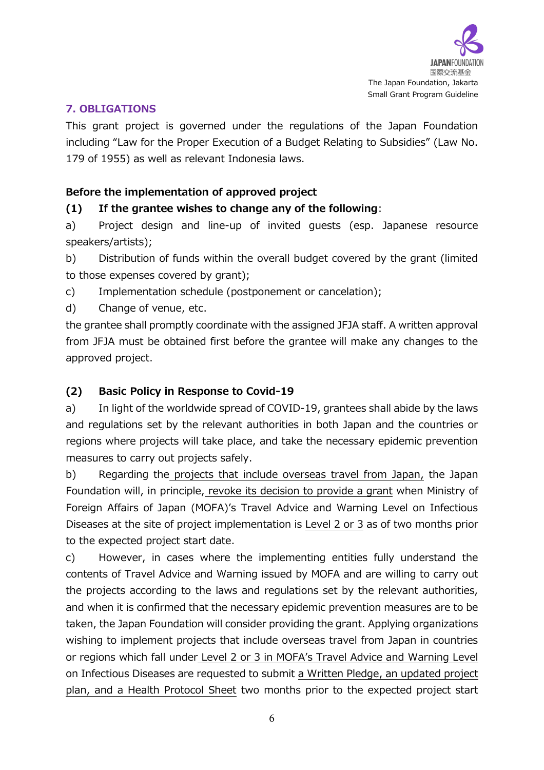## 7. OBLIGATIONS

This grant project is governed under the regulations of the Japan Foundation including "Law for the Proper Execution of a Budget Relating to Subsidies" (Law No. 179 of 1955) as well as relevant Indonesia laws.

**Before the implementation of approved project**

**(1) If the grantee wishes to change any of the following**:

a) Project design and line-up of invited guests (esp. Japanese resource speakers/artists);

b) Distribution of funds within the overall budget covered by the grant (limited to those expenses covered by grant);

c) Implementation schedule (postponement or cancelation);

d) Change of venue, etc.

the grantee shall promptly coordinate with the assigned JFJA staff. A written approval from JFJA must be obtained first before the grantee will make any changes to the approved project.

**(2) Basic Policy in Response to Covid-19**

a) In light of the worldwide spread of COVID-19, grantees shall abide by the laws and regulations set by the relevant authorities in both Japan and the countries or regions where projects will take place, and take the necessary epidemic prevention measures to carry out projects safely.

b) Regarding the projects that include overseas travel from Japan, the Japan Foundation will, in principle, revoke its decision to provide a grant when Ministry of Foreign Affairs of Japan (MOFA)'s Travel Advice and Warning Level on Infectious Diseases at the site of project implementation is Level 2 or 3 as of two months prior to the expected project start date.

c) However, in cases where the implementing entities fully understand the contents of Travel Advice and Warning issued by MOFA and are willing to carry out the projects according to the laws and regulations set by the relevant authorities, and when it is confirmed that the necessary epidemic prevention measures are to be taken, the Japan Foundation will consider providing the grant. Applying organizations wishing to implement projects that include overseas travel from Japan in countries or regions which fall under Level 2 or 3 in MOFA's Travel Advice and Warning Level on Infectious Diseases are requested to submit a Written Pledge, an updated project plan, and a Health Protocol Sheet two months prior to the expected project start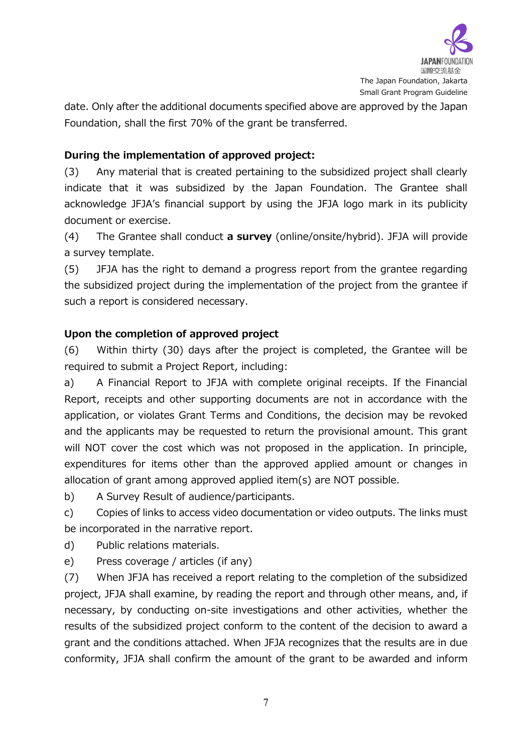date. Only after the additional documents specified above are approved by the Japan Foundation, shall the first 70% of the grant be transferred.

**During the implementation of approved project:**

(3) Any material that is created pertaining to the subsidized project shall clearly indicate that it was subsidized by the Japan Foundation. The Grantee shall acknowledge JFJA's financial support by using the JFJA logo mark in its publicity document or exercise.

(4) The Grantee shall conduct **a survey** (online/onsite/hybrid). JFJA will provide a survey template.

(5) JFJA has the right to demand a progress report from the grantee regarding the subsidized project during the implementation of the project from the grantee if such a report is considered necessary.

**Upon the completion of approved project**

(6) Within thirty (30) days after the project is completed, the Grantee will be required to submit a Project Report, including:

a) A Financial Report to JFJA with complete original receipts. If the Financial Report, receipts and other supporting documents are not in accordance with the application, or violates Grant Terms and Conditions, the decision may be revoked and the applicants may be requested to return the provisional amount. This grant will NOT cover the cost which was not proposed in the application. In principle, expenditures for items other than the approved applied amount or changes in allocation of grant among approved applied item(s) are NOT possible.

b) A Survey Result of audience/participants.

c) Copies of links to access video documentation or video outputs. The links must be incorporated in the narrative report.

d) Public relations materials.

e) Press coverage / articles (if any)

(7) When JFJA has received a report relating to the completion of the subsidized project, JFJA shall examine, by reading the report and through other means, and, if necessary, by conducting on-site investigations and other activities, whether the results of the subsidized project conform to the content of the decision to award a grant and the conditions attached. When JFJA recognizes that the results are in due conformity, JFJA shall confirm the amount of the grant to be awarded and inform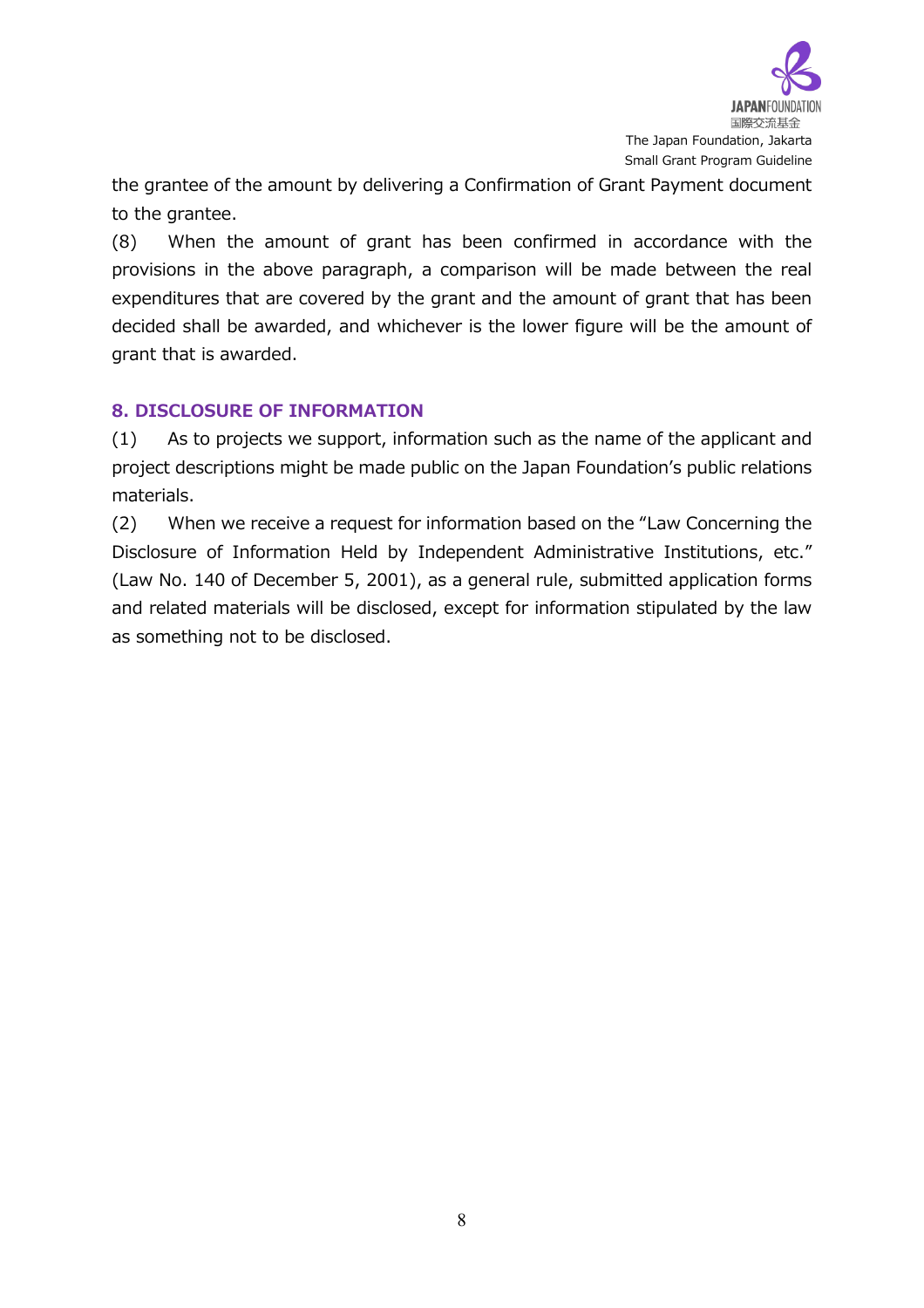the grantee of the amount by delivering a Confirmation of Grant Payment document to the grantee.

(8) When the amount of grant has been confirmed in accordance with the provisions in the above paragraph, a comparison will be made between the real expenditures that are covered by the grant and the amount of grant that has been decided shall be awarded, and whichever is the lower figure will be the amount of grant that is awarded.

## 8. DISCLOSURE OF INFORMATION

(1) As to projects we support, information such as the name of the applicant and project descriptions might be made public on the Japan Foundation's public relations materials.

(2) When we receive a request for information based on the "Law Concerning the Disclosure of Information Held by Independent Administrative Institutions, etc." (Law No. 140 of December 5, 2001), as a general rule, submitted application forms and related materials will be disclosed, except for information stipulated by the law as something not to be disclosed.